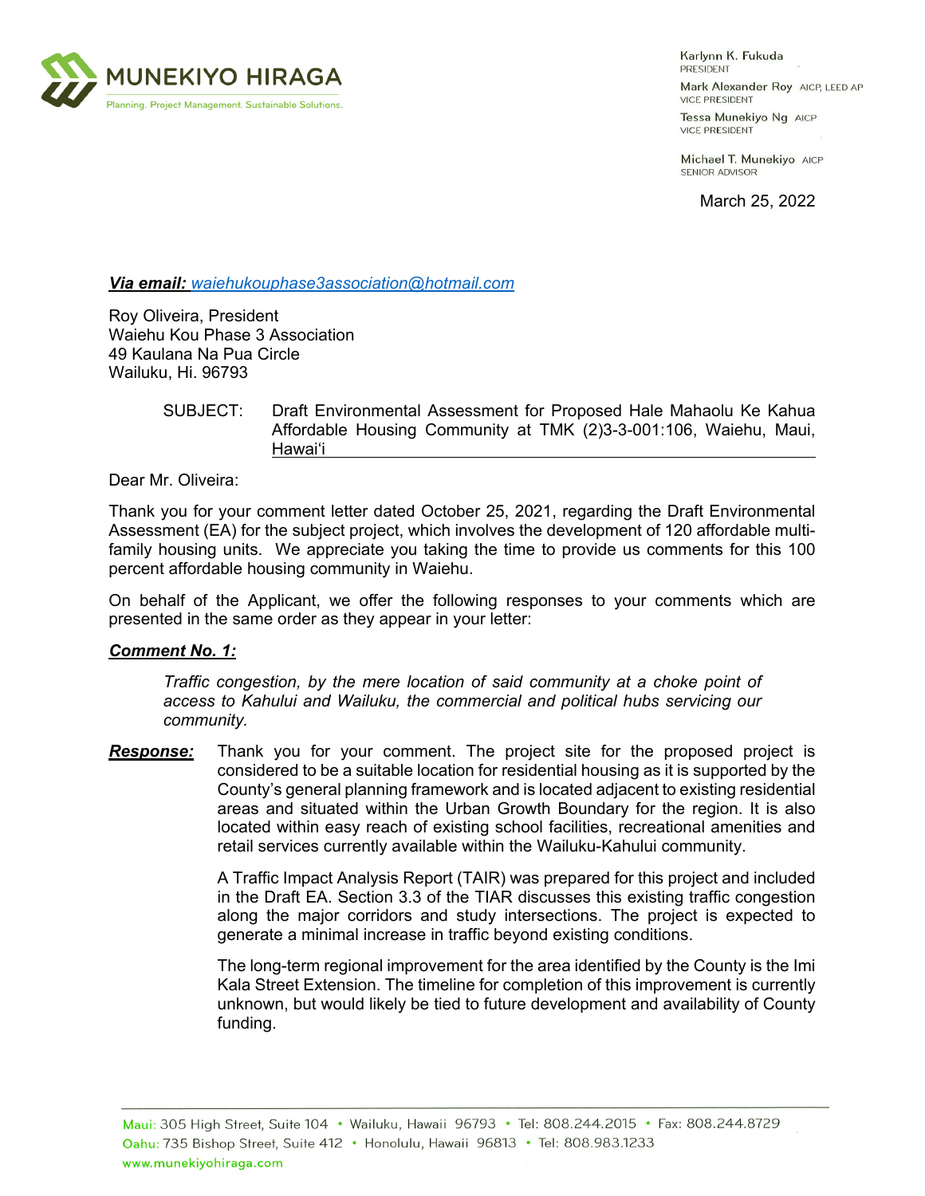MUNEKIYO HIRAGA

Planning. Project Management. Sustainable Solutions.

Karlynn K. Fukuda
PRESIDENT

Mark Alexander Roy AICP, LEED AP
VICE PRESIDENT

Tessa Munekiyo Ng AICP
VICE PRESIDENT

Michael T. Munekiyo AICP
SENIOR ADVISOR

March 25, 2022

***Via email:*** *waiehukouphase3association@hotmail.com*

Roy Oliveira, President
Waiehu Kou Phase 3 Association
49 Kaulana Na Pua Circle
Wailuku, Hi. 96793

SUBJECT: Draft Environmental Assessment for Proposed Hale Mahaolu Ke Kahua Affordable Housing Community at TMK (2)3-3-001:106, Waiehu, Maui, Hawai'i

Dear Mr. Oliveira:

Thank you for your comment letter dated October 25, 2021, regarding the Draft Environmental Assessment (EA) for the subject project, which involves the development of 120 affordable multi-family housing units. We appreciate you taking the time to provide us comments for this 100 percent affordable housing community in Waiehu.

On behalf of the Applicant, we offer the following responses to your comments which are presented in the same order as they appear in your letter:

***Comment No. 1:***

> *Traffic congestion, by the mere location of said community at a choke point of access to Kahului and Wailuku, the commercial and political hubs servicing our community.*

***Response:*** Thank you for your comment. The project site for the proposed project is considered to be a suitable location for residential housing as it is supported by the County's general planning framework and is located adjacent to existing residential areas and situated within the Urban Growth Boundary for the region. It is also located within easy reach of existing school facilities, recreational amenities and retail services currently available within the Wailuku-Kahului community.

A Traffic Impact Analysis Report (TAIR) was prepared for this project and included in the Draft EA. Section 3.3 of the TIAR discusses this existing traffic congestion along the major corridors and study intersections. The project is expected to generate a minimal increase in traffic beyond existing conditions.

The long-term regional improvement for the area identified by the County is the Imi Kala Street Extension. The timeline for completion of this improvement is currently unknown, but would likely be tied to future development and availability of County funding.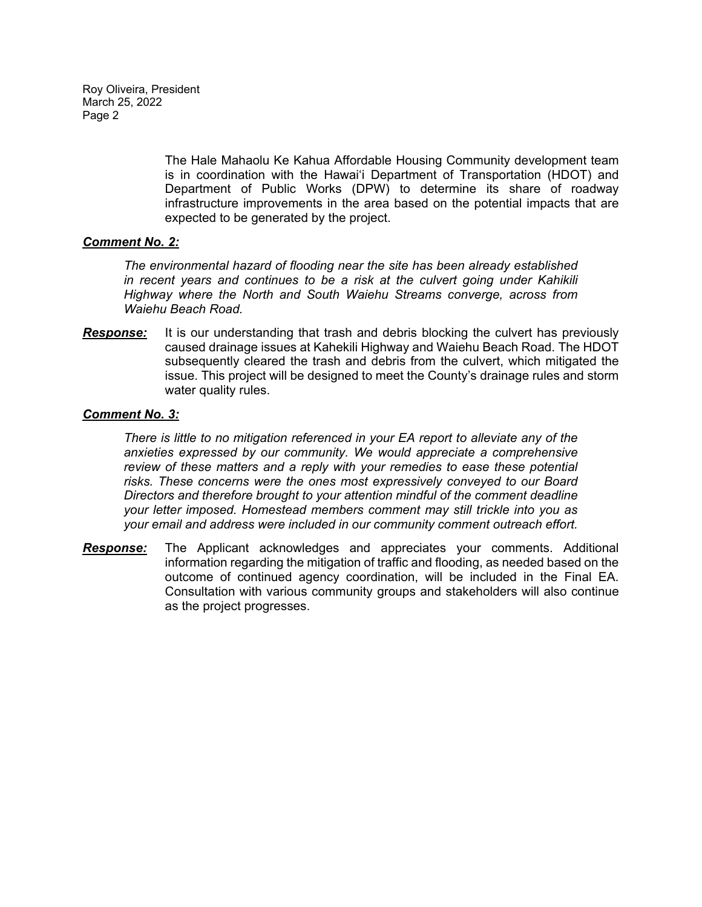The Hale Mahaolu Ke Kahua Affordable Housing Community development team is in coordination with the Hawaiʻi Department of Transportation (HDOT) and Department of Public Works (DPW) to determine its share of roadway infrastructure improvements in the area based on the potential impacts that are expected to be generated by the project.

***Comment No. 2:***

*The environmental hazard of flooding near the site has been already established in recent years and continues to be a risk at the culvert going under Kahikili Highway where the North and South Waiehu Streams converge, across from Waiehu Beach Road.*

***Response:*** It is our understanding that trash and debris blocking the culvert has previously caused drainage issues at Kahekili Highway and Waiehu Beach Road. The HDOT subsequently cleared the trash and debris from the culvert, which mitigated the issue. This project will be designed to meet the County's drainage rules and storm water quality rules.

***Comment No. 3:***

*There is little to no mitigation referenced in your EA report to alleviate any of the anxieties expressed by our community. We would appreciate a comprehensive review of these matters and a reply with your remedies to ease these potential risks. These concerns were the ones most expressively conveyed to our Board Directors and therefore brought to your attention mindful of the comment deadline your letter imposed. Homestead members comment may still trickle into you as your email and address were included in our community comment outreach effort.*

***Response:*** The Applicant acknowledges and appreciates your comments. Additional information regarding the mitigation of traffic and flooding, as needed based on the outcome of continued agency coordination, will be included in the Final EA. Consultation with various community groups and stakeholders will also continue as the project progresses.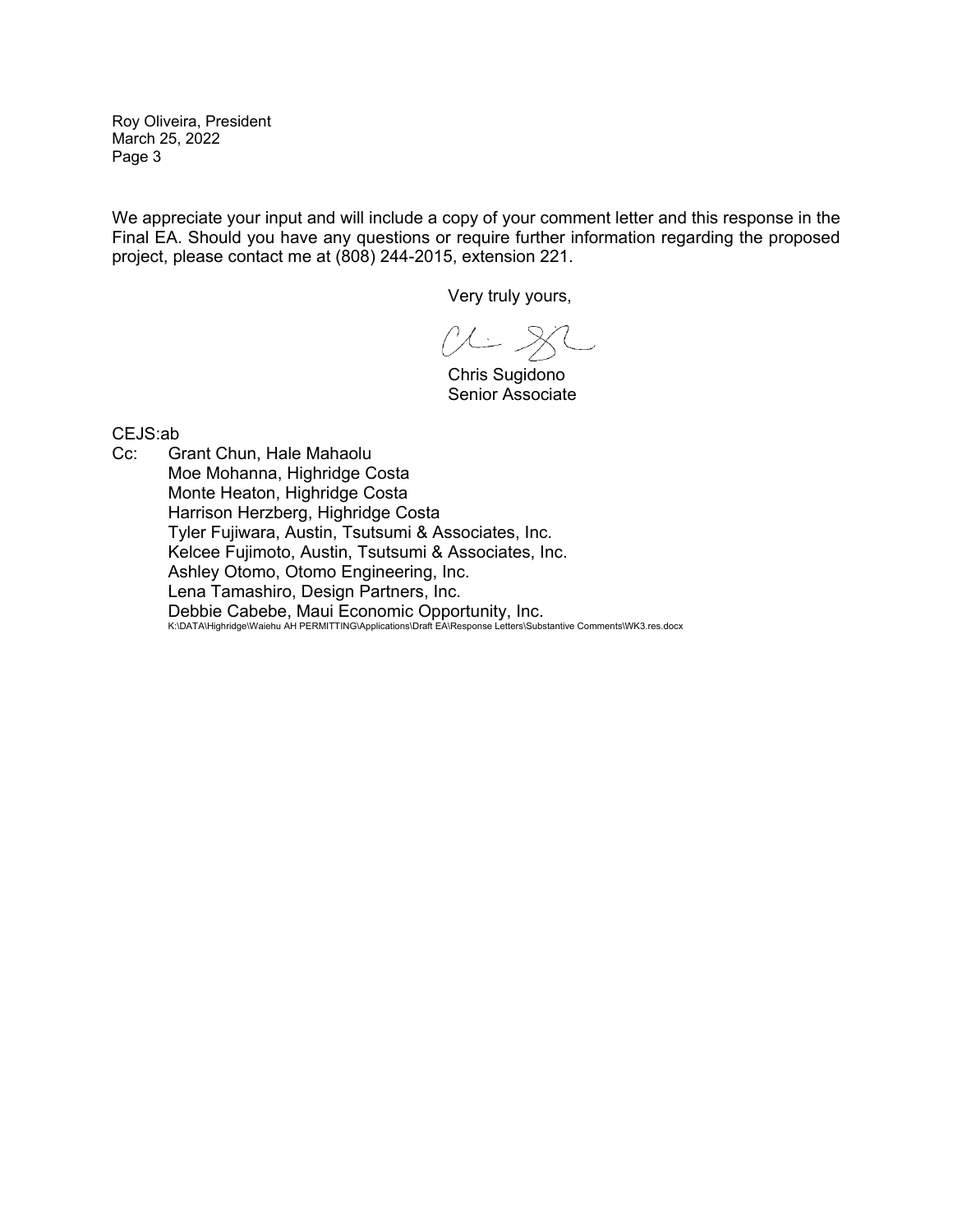Roy Oliveira, President
March 25, 2022
Page 3

We appreciate your input and will include a copy of your comment letter and this response in the Final EA. Should you have any questions or require further information regarding the proposed project, please contact me at (808) 244-2015, extension 221.

Very truly yours,

Chris Sugidono
Senior Associate

CEJS:ab

Cc: Grant Chun, Hale Mahaolu
Moe Mohanna, Highridge Costa
Monte Heaton, Highridge Costa
Harrison Herzberg, Highridge Costa
Tyler Fujiwara, Austin, Tsutsumi & Associates, Inc.
Kelcee Fujimoto, Austin, Tsutsumi & Associates, Inc.
Ashley Otomo, Otomo Engineering, Inc.
Lena Tamashiro, Design Partners, Inc.
Debbie Cabebe, Maui Economic Opportunity, Inc.

K:\DATA\Highridge\Waiehu AH PERMITTING\Applications\Draft EA\Response Letters\Substantive Comments\WK3.res.docx